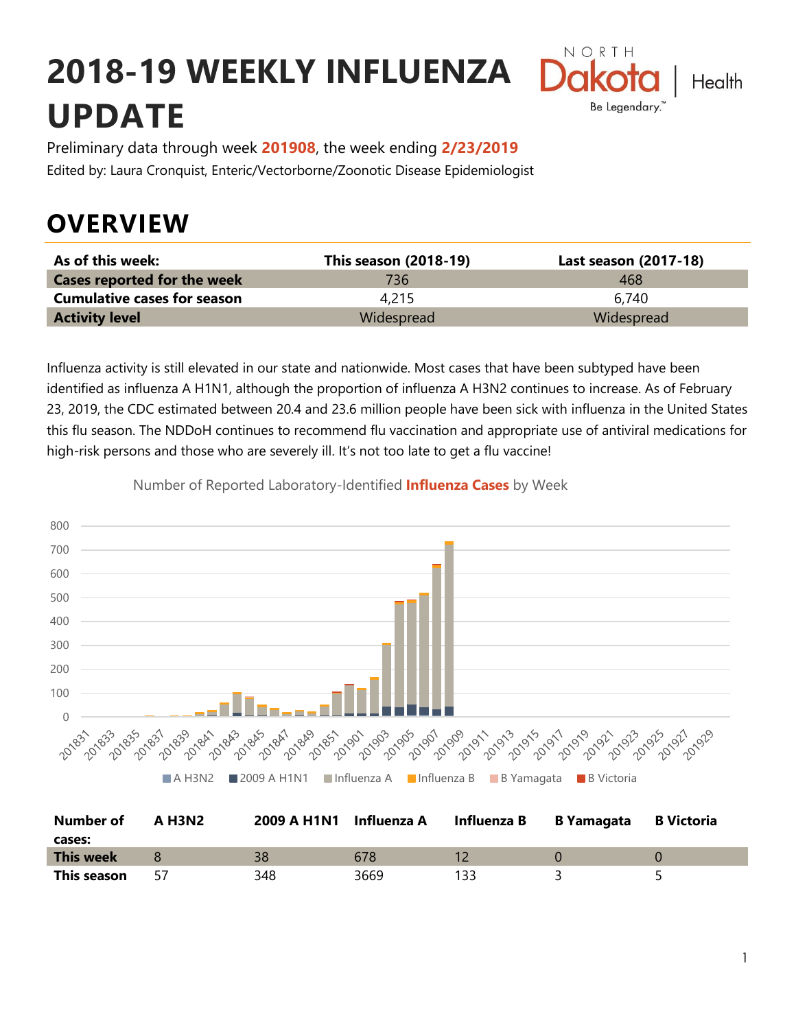# 2018-19 WEEKLY INFLUENZA UPDATE

Preliminary data through week **201908**, the week ending **2/23/2019**

Edited by: Laura Cronquist, Enteric/Vectorborne/Zoonotic Disease Epidemiologist

## OVERVIEW

| As of this week: | This season (2018-19) | Last season (2017-18) |
|---|---|---|
| **Cases reported for the week** | 736 | 468 |
| **Cumulative cases for season** | 4,215 | 6,740 |
| **Activity level** | Widespread | Widespread |

Influenza activity is still elevated in our state and nationwide. Most cases that have been subtyped have been identified as influenza A H1N1, although the proportion of influenza A H3N2 continues to increase. As of February 23, 2019, the CDC estimated between 20.4 and 23.6 million people have been sick with influenza in the United States this flu season. The NDDoH continues to recommend flu vaccination and appropriate use of antiviral medications for high-risk persons and those who are severely ill. It's not too late to get a flu vaccine!

Number of Reported Laboratory-Identified **Influenza Cases** by Week

| Number of cases: | A H3N2 | 2009 A H1N1 | Influenza A | Influenza B | B Yamagata | B Victoria |
|---|---|---|---|---|---|---|
| **This week** | 8 | 38 | 678 | 12 | 0 | 0 |
| **This season** | 57 | 348 | 3669 | 133 | 3 | 5 |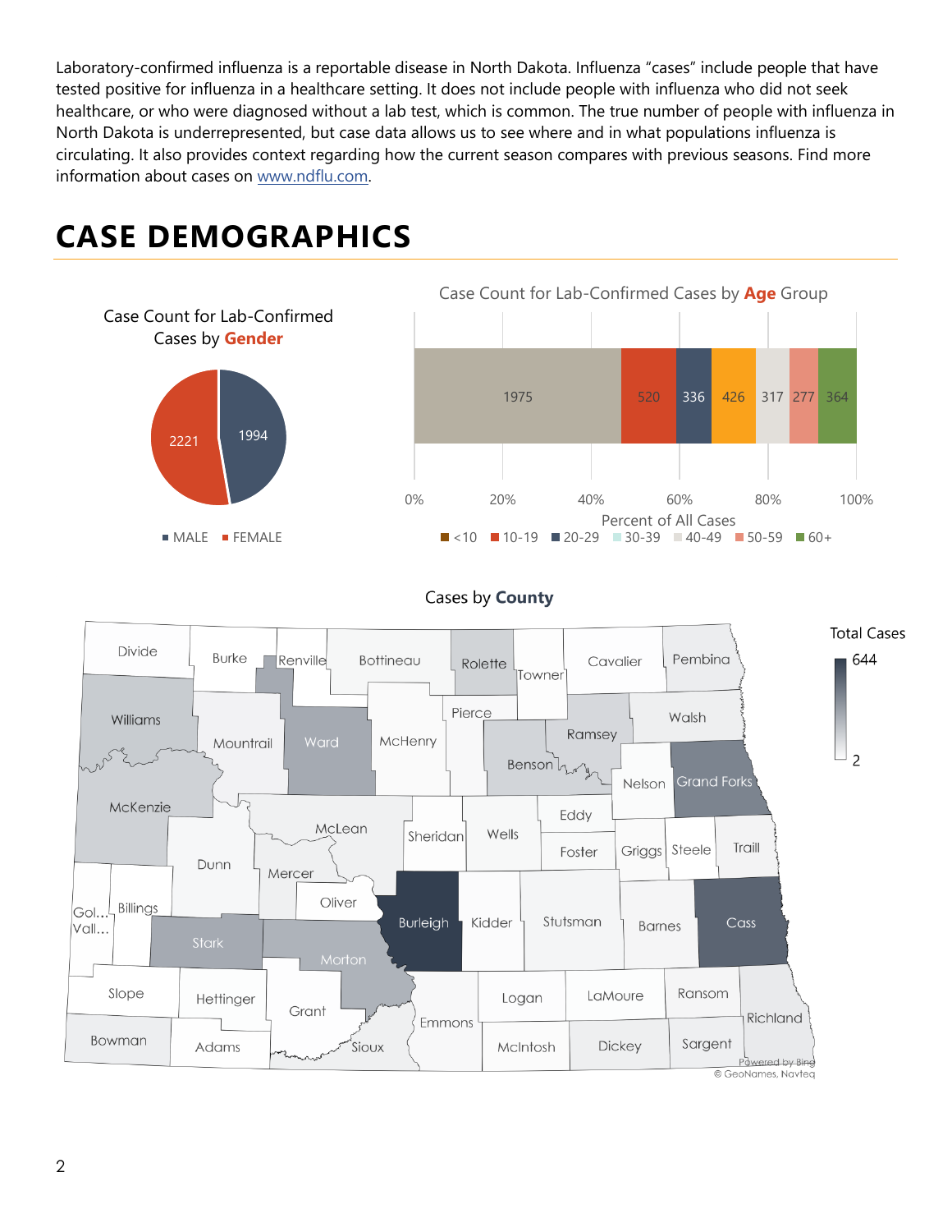Laboratory-confirmed influenza is a reportable disease in North Dakota. Influenza "cases" include people that have tested positive for influenza in a healthcare setting. It does not include people with influenza who did not seek healthcare, or who were diagnosed without a lab test, which is common. The true number of people with influenza in North Dakota is underrepresented, but case data allows us to see where and in what populations influenza is circulating. It also provides context regarding how the current season compares with previous seasons. Find more information about cases on [www.ndflu.com](http://www.ndflu.com).

# CASE DEMOGRAPHICS

Case Count for Lab-Confirmed Cases by **Gender**

| Gender | Cases |
|---|---|
| MALE | 1994 |
| FEMALE | 2221 |

Case Count for Lab-Confirmed Cases by **Age** Group

| Age Group | Cases |
|---|---|
| <10 | 1975 |
| 10-19 | 520 |
| 20-29 | 336 |
| 30-39 | 426 |
| 40-49 | 317 |
| 50-59 | 277 |
| 60+ | 364 |

Percent of All Cases

Cases by **County**

Total Cases: 2 – 644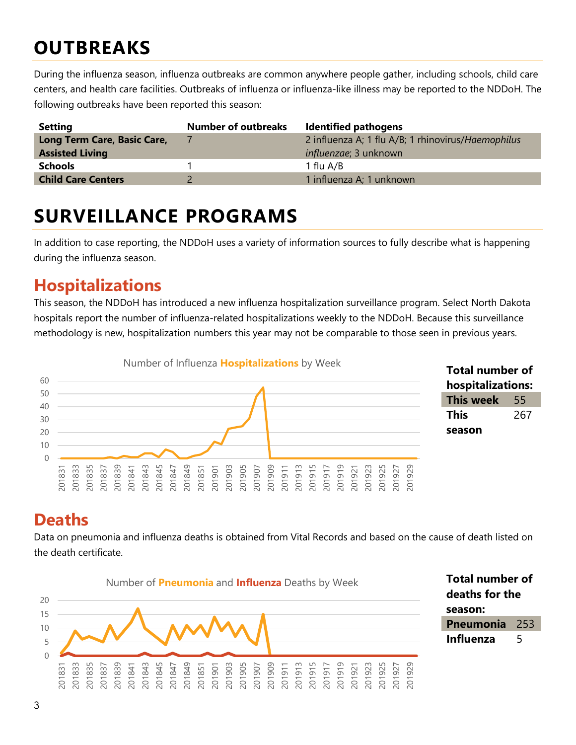# OUTBREAKS

During the influenza season, influenza outbreaks are common anywhere people gather, including schools, child care centers, and health care facilities. Outbreaks of influenza or influenza-like illness may be reported to the NDDoH. The following outbreaks have been reported this season:

| Setting | Number of outbreaks | Identified pathogens |
| --- | --- | --- |
| **Long Term Care, Basic Care, Assisted Living** | 7 | 2 influenza A; 1 flu A/B; 1 rhinovirus/*Haemophilus influenzae*; 3 unknown |
| **Schools** | 1 | 1 flu A/B |
| **Child Care Centers** | 2 | 1 influenza A; 1 unknown |

# SURVEILLANCE PROGRAMS

In addition to case reporting, the NDDoH uses a variety of information sources to fully describe what is happening during the influenza season.

## Hospitalizations

This season, the NDDoH has introduced a new influenza hospitalization surveillance program. Select North Dakota hospitals report the number of influenza-related hospitalizations weekly to the NDDoH. Because this surveillance methodology is new, hospitalization numbers this year may not be comparable to those seen in previous years.

Number of Influenza **Hospitalizations** by Week

**Total number of hospitalizations:**

| | |
| --- | --- |
| **This week** | 55 |
| **This season** | 267 |

## Deaths

Data on pneumonia and influenza deaths is obtained from Vital Records and based on the cause of death listed on the death certificate.

Number of **Pneumonia** and **Influenza** Deaths by Week

**Total number of deaths for the season:**

| | |
| --- | --- |
| **Pneumonia** | 253 |
| **Influenza** | 5 |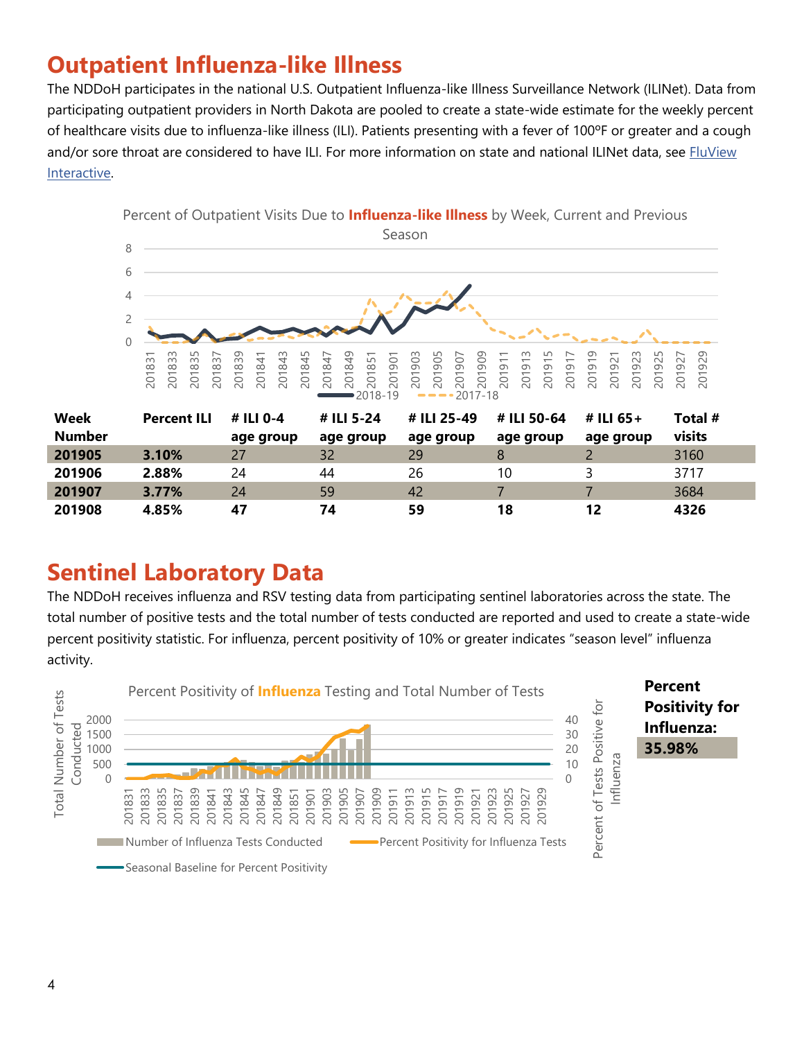## Outpatient Influenza-like Illness

The NDDoH participates in the national U.S. Outpatient Influenza-like Illness Surveillance Network (ILINet). Data from participating outpatient providers in North Dakota are pooled to create a state-wide estimate for the weekly percent of healthcare visits due to influenza-like illness (ILI). Patients presenting with a fever of 100ºF or greater and a cough and/or sore throat are considered to have ILI. For more information on state and national ILINet data, see [FluView Interactive](FluView Interactive).

Percent of Outpatient Visits Due to **Influenza-like Illness** by Week, Current and Previous Season

| Week Number | Percent ILI | # ILI 0-4 age group | # ILI 5-24 age group | # ILI 25-49 age group | # ILI 50-64 age group | # ILI 65+ age group | Total # visits |
|---|---|---|---|---|---|---|---|
| **201905** | **3.10%** | 27 | 32 | 29 | 8 | 2 | 3160 |
| **201906** | **2.88%** | 24 | 44 | 26 | 10 | 3 | 3717 |
| **201907** | **3.77%** | 24 | 59 | 42 | 7 | 7 | 3684 |
| **201908** | **4.85%** | **47** | **74** | **59** | **18** | **12** | **4326** |

## Sentinel Laboratory Data

The NDDoH receives influenza and RSV testing data from participating sentinel laboratories across the state. The total number of positive tests and the total number of tests conducted are reported and used to create a state-wide percent positivity statistic. For influenza, percent positivity of 10% or greater indicates "season level" influenza activity.

Percent Positivity of **Influenza** Testing and Total Number of Tests

**Percent Positivity for Influenza:**

**35.98%**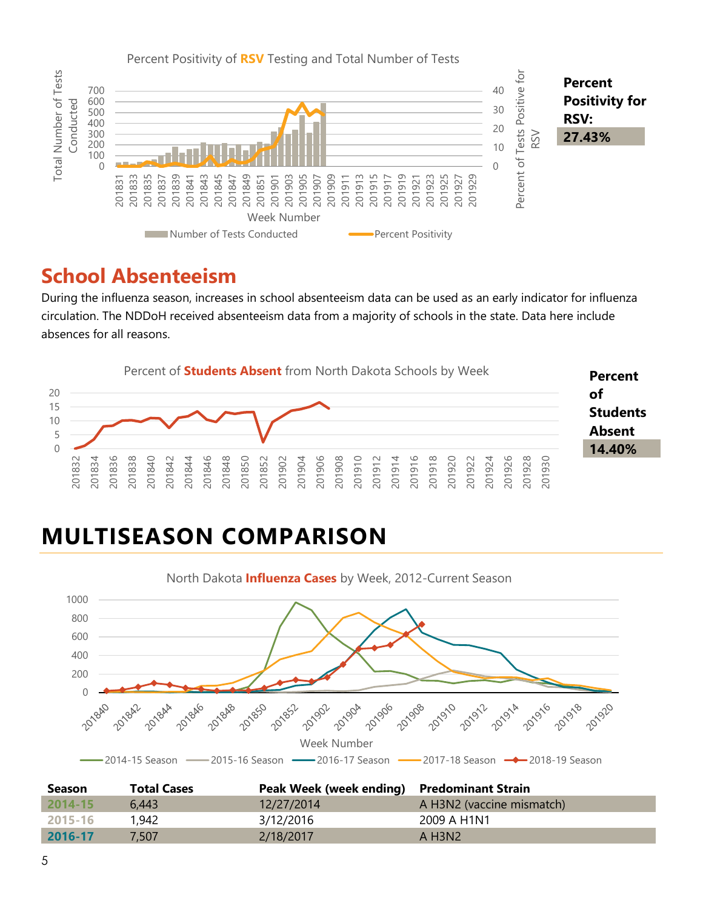Percent Positivity of **RSV** Testing and Total Number of Tests

**Percent Positivity for RSV:**
**27.43%**

## School Absenteeism

During the influenza season, increases in school absenteeism data can be used as an early indicator for influenza circulation. The NDDoH received absenteeism data from a majority of schools in the state. Data here include absences for all reasons.

Percent of **Students Absent** from North Dakota Schools by Week

**Percent of Students Absent**
**14.40%**

# MULTISEASON COMPARISON

North Dakota **Influenza Cases** by Week, 2012-Current Season

| Season | Total Cases | Peak Week (week ending) | Predominant Strain |
|---|---|---|---|
| 2014-15 | 6,443 | 12/27/2014 | A H3N2 (vaccine mismatch) |
| 2015-16 | 1,942 | 3/12/2016 | 2009 A H1N1 |
| 2016-17 | 7,507 | 2/18/2017 | A H3N2 |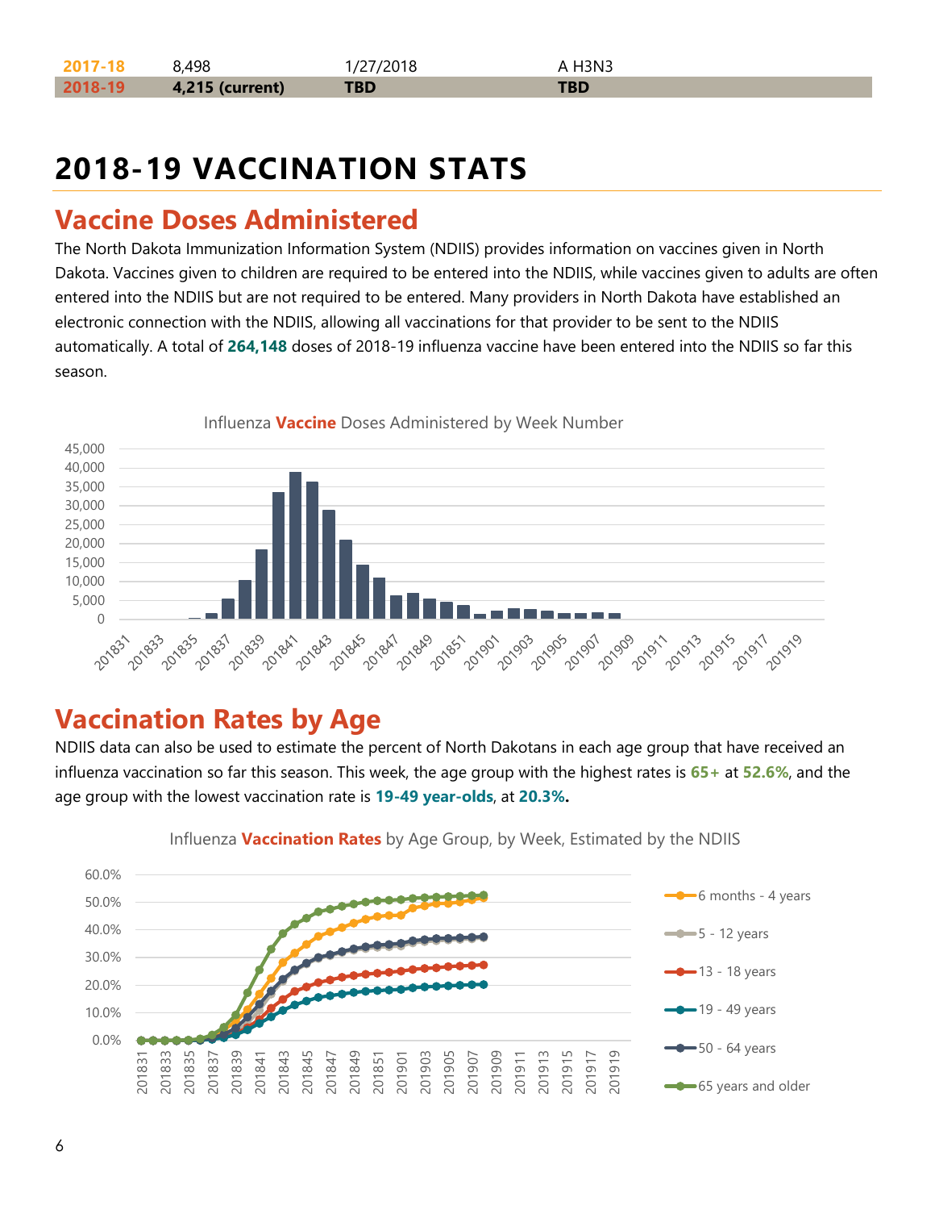| | | | |
|---|---|---|---|
| 2017-18 | 8,498 | 1/27/2018 | A H3N3 |
| **2018-19** | **4,215 (current)** | **TBD** | **TBD** |

# 2018-19 VACCINATION STATS

## Vaccine Doses Administered

The North Dakota Immunization Information System (NDIIS) provides information on vaccines given in North Dakota. Vaccines given to children are required to be entered into the NDIIS, while vaccines given to adults are often entered into the NDIIS but are not required to be entered. Many providers in North Dakota have established an electronic connection with the NDIIS, allowing all vaccinations for that provider to be sent to the NDIIS automatically. A total of **264,148** doses of 2018-19 influenza vaccine have been entered into the NDIIS so far this season.

Influenza **Vaccine** Doses Administered by Week Number

45,000
40,000
35,000
30,000
25,000
20,000
15,000
10,000
5,000
0

201831 201833 201835 201837 201839 201841 201843 201845 201847 201849 201851 201901 201903 201905 201907 201909 201911 201913 201915 201917 201919

## Vaccination Rates by Age

NDIIS data can also be used to estimate the percent of North Dakotans in each age group that have received an influenza vaccination so far this season. This week, the age group with the highest rates is **65+** at **52.6%**, and the age group with the lowest vaccination rate is **19-49 year-olds**, at **20.3%.**

Influenza **Vaccination Rates** by Age Group, by Week, Estimated by the NDIIS

60.0%
50.0%
40.0%
30.0%
20.0%
10.0%
0.0%

201831 201833 201835 201837 201839 201841 201843 201845 201847 201849 201851 201901 201903 201905 201907 201909 201911 201913 201915 201917 201919

6 months - 4 years
5 - 12 years
13 - 18 years
19 - 49 years
50 - 64 years
65 years and older